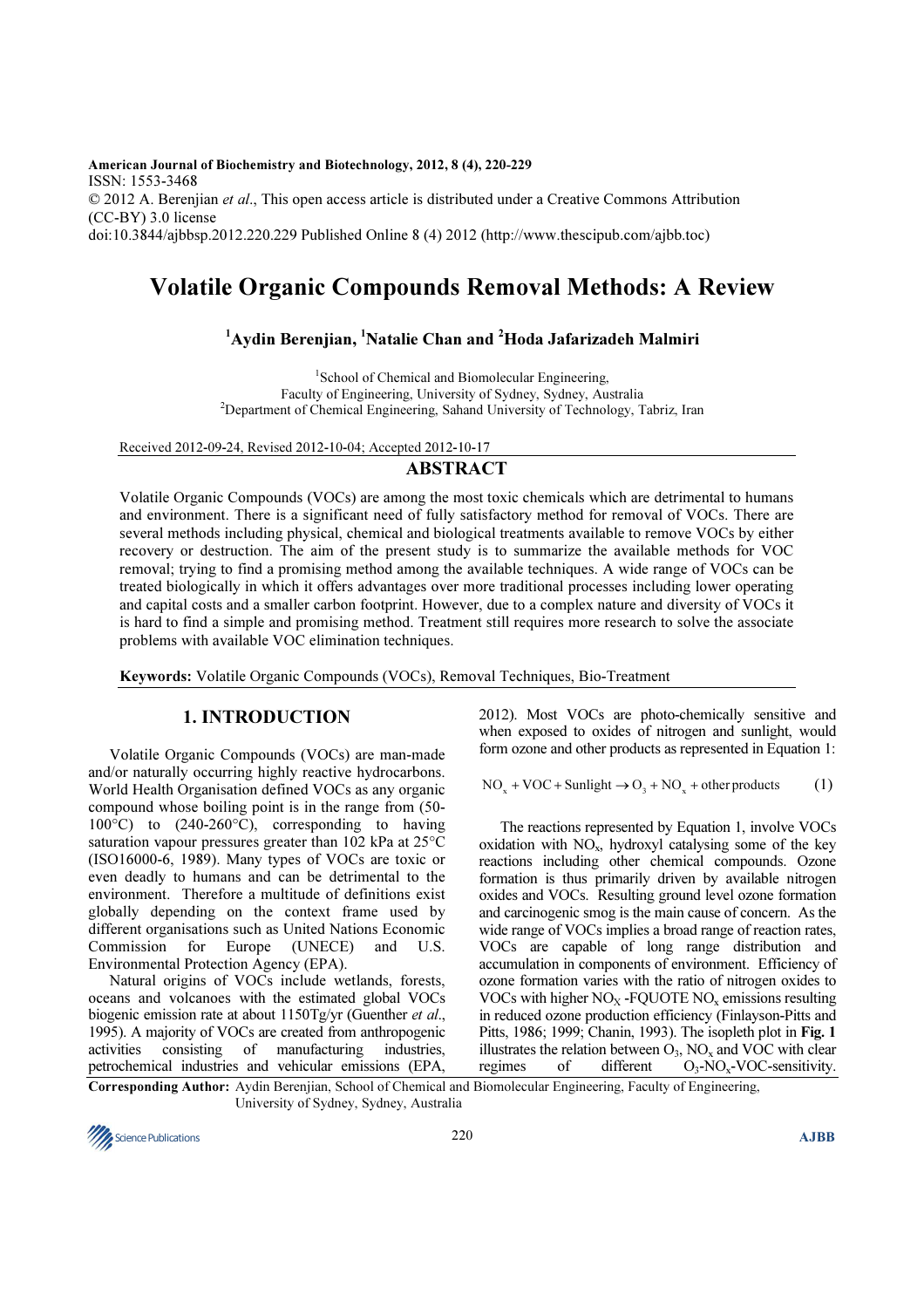American Journal of Biochemistry and Biotechnology, 2012, 8 (4), 220-229
ISSN: 1553-3468
© 2012 A. Berenjian *et al*., This open access article is distributed under a Creative Commons Attribution (CC-BY) 3.0 license
doi:10.3844/ajbbsp.2012.220.229 Published Online 8 (4) 2012 (http://www.thescipub.com/ajbb.toc)

# Volatile Organic Compounds Removal Methods: A Review

**[1]Aydin Berenjian, [1]Natalie Chan and [2]Hoda Jafarizadeh Malmiri**

[1]School of Chemical and Biomolecular Engineering, Faculty of Engineering, University of Sydney, Sydney, Australia
[2]Department of Chemical Engineering, Sahand University of Technology, Tabriz, Iran

Received 2012-09-24, Revised 2012-10-04; Accepted 2012-10-17

## ABSTRACT

Volatile Organic Compounds (VOCs) are among the most toxic chemicals which are detrimental to humans and environment. There is a significant need of fully satisfactory method for removal of VOCs. There are several methods including physical, chemical and biological treatments available to remove VOCs by either recovery or destruction. The aim of the present study is to summarize the available methods for VOC removal; trying to find a promising method among the available techniques. A wide range of VOCs can be treated biologically in which it offers advantages over more traditional processes including lower operating and capital costs and a smaller carbon footprint. However, due to a complex nature and diversity of VOCs it is hard to find a simple and promising method. Treatment still requires more research to solve the associate problems with available VOC elimination techniques.

**Keywords:** Volatile Organic Compounds (VOCs), Removal Techniques, Bio-Treatment

## 1. INTRODUCTION

Volatile Organic Compounds (VOCs) are man-made and/or naturally occurring highly reactive hydrocarbons. World Health Organisation defined VOCs as any organic compound whose boiling point is in the range from (50-100°C) to (240-260°C), corresponding to having saturation vapour pressures greater than 102 kPa at 25°C (ISO16000-6, 1989). Many types of VOCs are toxic or even deadly to humans and can be detrimental to the environment. Therefore a multitude of definitions exist globally depending on the context frame used by different organisations such as United Nations Economic Commission for Europe (UNECE) and U.S. Environmental Protection Agency (EPA).

Natural origins of VOCs include wetlands, forests, oceans and volcanoes with the estimated global VOCs biogenic emission rate at about 1150Tg/yr (Guenther *et al*., 1995). A majority of VOCs are created from anthropogenic activities consisting of manufacturing industries, petrochemical industries and vehicular emissions (EPA, 2012). Most VOCs are photo-chemically sensitive and when exposed to oxides of nitrogen and sunlight, would form ozone and other products as represented in Equation 1:

$$NO_x + VOC + Sunlight \rightarrow O_3 + NO_x + \text{other products} \quad (1)$$

The reactions represented by Equation 1, involve VOCs oxidation with $NO_x$, hydroxyl catalysing some of the key reactions including other chemical compounds. Ozone formation is thus primarily driven by available nitrogen oxides and VOCs. Resulting ground level ozone formation and carcinogenic smog is the main cause of concern. As the wide range of VOCs implies a broad range of reaction rates, VOCs are capable of long range distribution and accumulation in components of environment. Efficiency of ozone formation varies with the ratio of nitrogen oxides to VOCs with higher $NO_X$ -FQUOTE $NO_x$ emissions resulting in reduced ozone production efficiency (Finlayson-Pitts and Pitts, 1986; 1999; Chanin, 1993). The isopleth plot in **Fig. 1** illustrates the relation between $O_3$, $NO_x$ and VOC with clear regimes of different $O_3$-$NO_x$-VOC-sensitivity.

**Corresponding Author:** Aydin Berenjian, School of Chemical and Biomolecular Engineering, Faculty of Engineering, University of Sydney, Sydney, Australia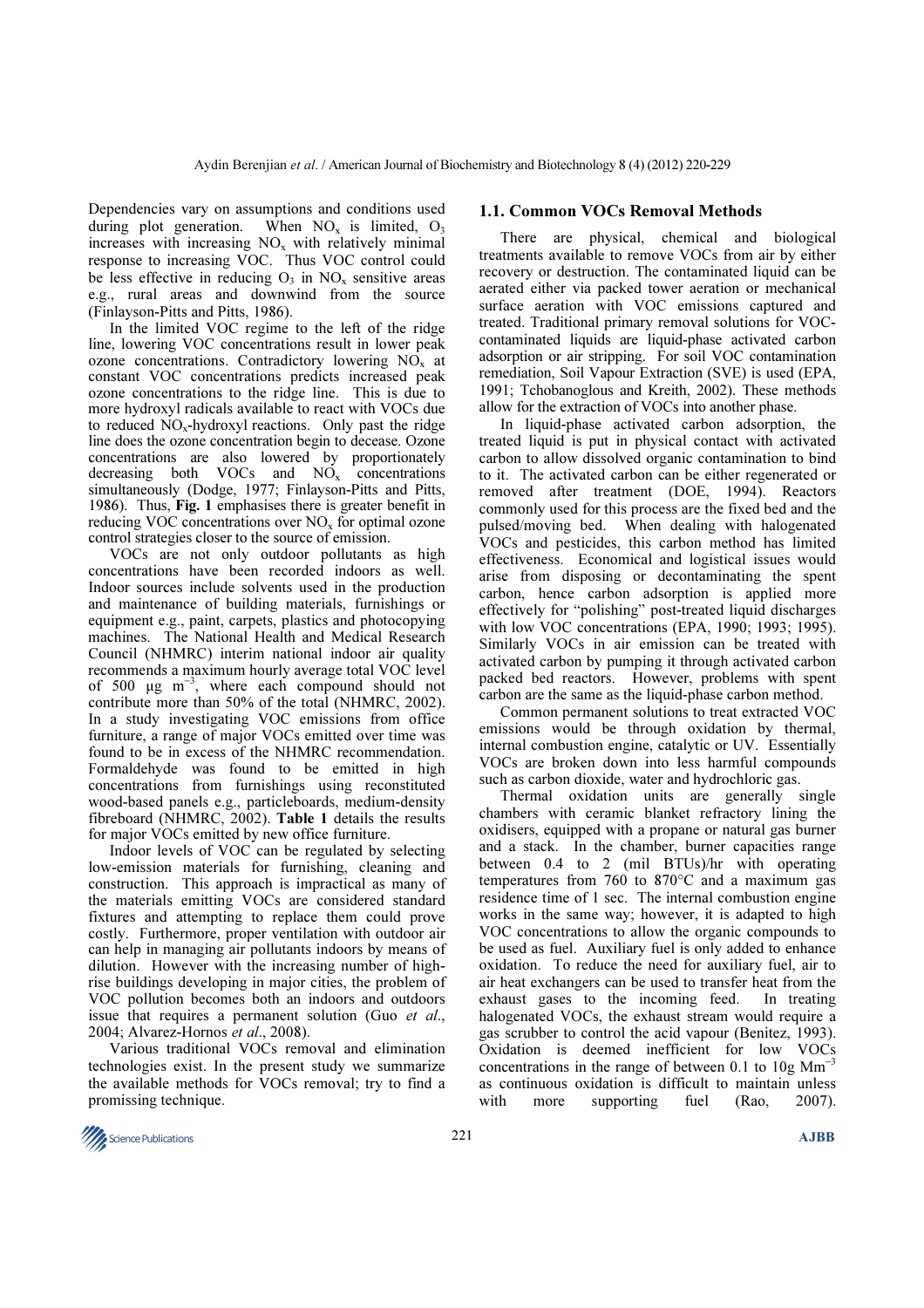Dependencies vary on assumptions and conditions used during plot generation. When $NO_x$ is limited, $O_3$ increases with increasing $NO_x$ with relatively minimal response to increasing VOC. Thus VOC control could be less effective in reducing $O_3$ in $NO_x$ sensitive areas e.g., rural areas and downwind from the source (Finlayson-Pitts and Pitts, 1986).

In the limited VOC regime to the left of the ridge line, lowering VOC concentrations result in lower peak ozone concentrations. Contradictory lowering $NO_x$ at constant VOC concentrations predicts increased peak ozone concentrations to the ridge line. This is due to more hydroxyl radicals available to react with VOCs due to reduced $NO_x$-hydroxyl reactions. Only past the ridge line does the ozone concentration begin to decease. Ozone concentrations are also lowered by proportionately decreasing both VOCs and $NO_x$ concentrations simultaneously (Dodge, 1977; Finlayson-Pitts and Pitts, 1986). Thus, **Fig. 1** emphasises there is greater benefit in reducing VOC concentrations over $NO_x$ for optimal ozone control strategies closer to the source of emission.

VOCs are not only outdoor pollutants as high concentrations have been recorded indoors as well. Indoor sources include solvents used in the production and maintenance of building materials, furnishings or equipment e.g., paint, carpets, plastics and photocopying machines. The National Health and Medical Research Council (NHMRC) interim national indoor air quality recommends a maximum hourly average total VOC level of 500 μg $m^{-3}$, where each compound should not contribute more than 50% of the total (NHMRC, 2002). In a study investigating VOC emissions from office furniture, a range of major VOCs emitted over time was found to be in excess of the NHMRC recommendation. Formaldehyde was found to be emitted in high concentrations from furnishings using reconstituted wood-based panels e.g., particleboards, medium-density fibreboard (NHMRC, 2002). **Table 1** details the results for major VOCs emitted by new office furniture.

Indoor levels of VOC can be regulated by selecting low-emission materials for furnishing, cleaning and construction. This approach is impractical as many of the materials emitting VOCs are considered standard fixtures and attempting to replace them could prove costly. Furthermore, proper ventilation with outdoor air can help in managing air pollutants indoors by means of dilution. However with the increasing number of high-rise buildings developing in major cities, the problem of VOC pollution becomes both an indoors and outdoors issue that requires a permanent solution (Guo *et al*., 2004; Alvarez-Hornos *et al*., 2008).

Various traditional VOCs removal and elimination technologies exist. In the present study we summarize the available methods for VOCs removal; try to find a promissing technique.

### 1.1. Common VOCs Removal Methods

There are physical, chemical and biological treatments available to remove VOCs from air by either recovery or destruction. The contaminated liquid can be aerated either via packed tower aeration or mechanical surface aeration with VOC emissions captured and treated. Traditional primary removal solutions for VOC-contaminated liquids are liquid-phase activated carbon adsorption or air stripping. For soil VOC contamination remediation, Soil Vapour Extraction (SVE) is used (EPA, 1991; Tchobanoglous and Kreith, 2002). These methods allow for the extraction of VOCs into another phase.

In liquid-phase activated carbon adsorption, the treated liquid is put in physical contact with activated carbon to allow dissolved organic contamination to bind to it. The activated carbon can be either regenerated or removed after treatment (DOE, 1994). Reactors commonly used for this process are the fixed bed and the pulsed/moving bed. When dealing with halogenated VOCs and pesticides, this carbon method has limited effectiveness. Economical and logistical issues would arise from disposing or decontaminating the spent carbon, hence carbon adsorption is applied more effectively for "polishing" post-treated liquid discharges with low VOC concentrations (EPA, 1990; 1993; 1995). Similarly VOCs in air emission can be treated with activated carbon by pumping it through activated carbon packed bed reactors. However, problems with spent carbon are the same as the liquid-phase carbon method.

Common permanent solutions to treat extracted VOC emissions would be through oxidation by thermal, internal combustion engine, catalytic or UV. Essentially VOCs are broken down into less harmful compounds such as carbon dioxide, water and hydrochloric gas.

Thermal oxidation units are generally single chambers with ceramic blanket refractory lining the oxidisers, equipped with a propane or natural gas burner and a stack. In the chamber, burner capacities range between 0.4 to 2 (mil BTUs)/hr with operating temperatures from 760 to 870°C and a maximum gas residence time of 1 sec. The internal combustion engine works in the same way; however, it is adapted to high VOC concentrations to allow the organic compounds to be used as fuel. Auxiliary fuel is only added to enhance oxidation. To reduce the need for auxiliary fuel, air to air heat exchangers can be used to transfer heat from the exhaust gases to the incoming feed. In treating halogenated VOCs, the exhaust stream would require a gas scrubber to control the acid vapour (Benitez, 1993). Oxidation is deemed inefficient for low VOCs concentrations in the range of between 0.1 to 10g $Mm^{-3}$ as continuous oxidation is difficult to maintain unless with more supporting fuel (Rao, 2007).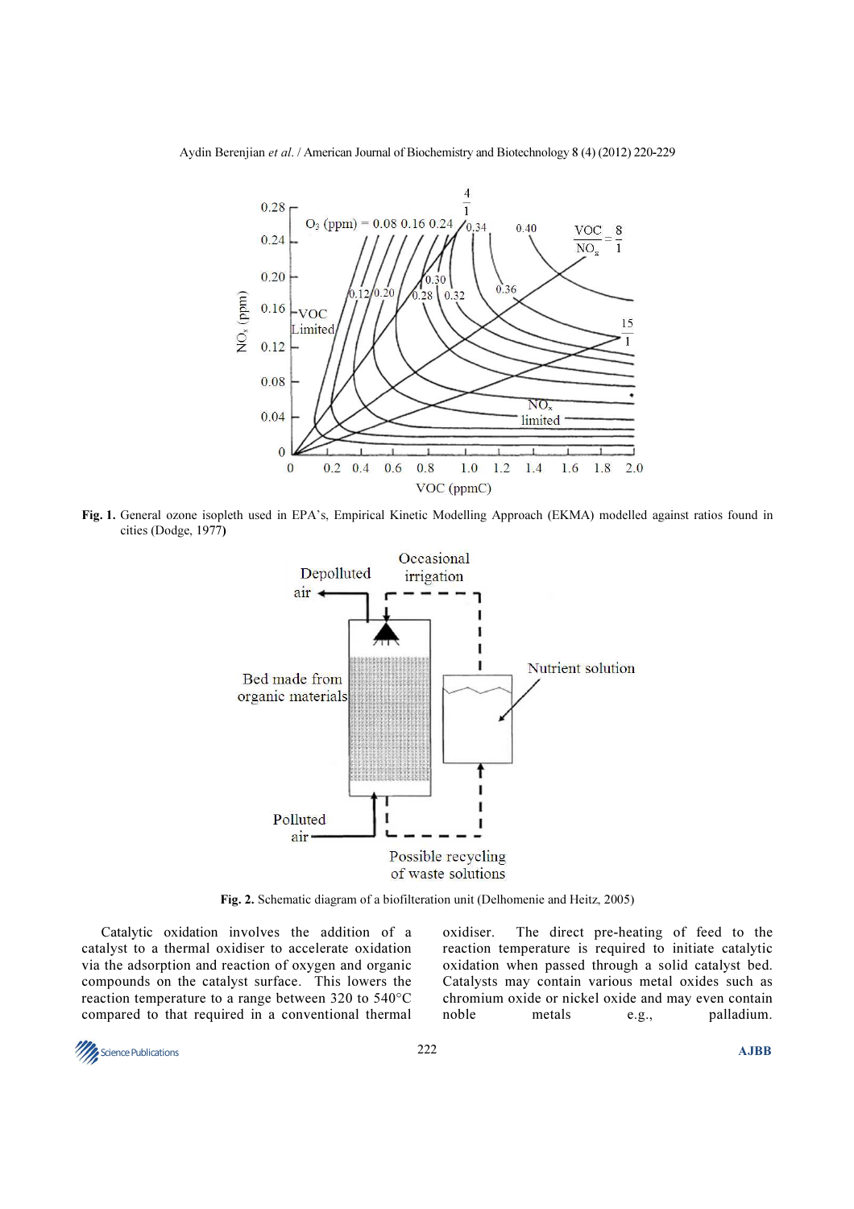**Fig. 1.** General ozone isopleth used in EPA's, Empirical Kinetic Modelling Approach (EKMA) modelled against ratios found in cities (Dodge, 1977)

**Fig. 2.** Schematic diagram of a biofilteration unit (Delhomenie and Heitz, 2005)

Catalytic oxidation involves the addition of a catalyst to a thermal oxidiser to accelerate oxidation via the adsorption and reaction of oxygen and organic compounds on the catalyst surface. This lowers the reaction temperature to a range between 320 to 540°C compared to that required in a conventional thermal oxidiser. The direct pre-heating of feed to the reaction temperature is required to initiate catalytic oxidation when passed through a solid catalyst bed. Catalysts may contain various metal oxides such as chromium oxide or nickel oxide and may even contain noble metals e.g., palladium.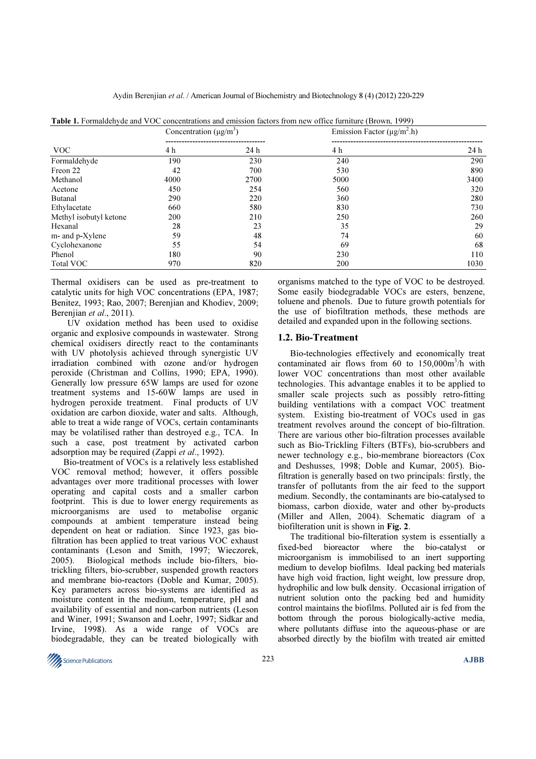**Table 1.** Formaldehyde and VOC concentrations and emission factors from new office furniture (Brown, 1999)

| VOC | Concentration ($\mu g/m^3$) | | Emission Factor ($\mu g/m^2.h$) | |
|---|---|---|---|---|
| | 4 h | 24 h | 4 h | 24 h |
| Formaldehyde | 190 | 230 | 240 | 290 |
| Freon 22 | 42 | 700 | 530 | 890 |
| Methanol | 4000 | 2700 | 5000 | 3400 |
| Acetone | 450 | 254 | 560 | 320 |
| Butanal | 290 | 220 | 360 | 280 |
| Ethylacetate | 660 | 580 | 830 | 730 |
| Methyl isobutyl ketone | 200 | 210 | 250 | 260 |
| Hexanal | 28 | 23 | 35 | 29 |
| m- and p-Xylene | 59 | 48 | 74 | 60 |
| Cyclohexanone | 55 | 54 | 69 | 68 |
| Phenol | 180 | 90 | 230 | 110 |
| Total VOC | 970 | 820 | 200 | 1030 |

Thermal oxidisers can be used as pre-treatment to catalytic units for high VOC concentrations (EPA, 1987; Benitez, 1993; Rao, 2007; Berenjian and Khodiev, 2009; Berenjian *et al*., 2011).

UV oxidation method has been used to oxidise organic and explosive compounds in wastewater. Strong chemical oxidisers directly react to the contaminants with UV photolysis achieved through synergistic UV irradiation combined with ozone and/or hydrogen peroxide (Christman and Collins, 1990; EPA, 1990). Generally low pressure 65W lamps are used for ozone treatment systems and 15-60W lamps are used in hydrogen peroxide treatment. Final products of UV oxidation are carbon dioxide, water and salts. Although, able to treat a wide range of VOCs, certain contaminants may be volatilised rather than destroyed e.g., TCA. In such a case, post treatment by activated carbon adsorption may be required (Zappi *et al*., 1992).

Bio-treatment of VOCs is a relatively less established VOC removal method; however, it offers possible advantages over more traditional processes with lower operating and capital costs and a smaller carbon footprint. This is due to lower energy requirements as microorganisms are used to metabolise organic compounds at ambient temperature instead being dependent on heat or radiation. Since 1923, gas bio-filtration has been applied to treat various VOC exhaust contaminants (Leson and Smith, 1997; Wieczorek, 2005). Biological methods include bio-filters, bio-trickling filters, bio-scrubber, suspended growth reactors and membrane bio-reactors (Doble and Kumar, 2005). Key parameters across bio-systems are identified as moisture content in the medium, temperature, pH and availability of essential and non-carbon nutrients (Leson and Winer, 1991; Swanson and Loehr, 1997; Sidkar and Irvine, 1998). As a wide range of VOCs are biodegradable, they can be treated biologically with organisms matched to the type of VOC to be destroyed. Some easily biodegradable VOCs are esters, benzene, toluene and phenols. Due to future growth potentials for the use of biofiltration methods, these methods are detailed and expanded upon in the following sections.

## 1.2. Bio-Treatment

Bio-technologies effectively and economically treat contaminated air flows from 60 to 150,000$m^3$/h with lower VOC concentrations than most other available technologies. This advantage enables it to be applied to smaller scale projects such as possibly retro-fitting building ventilations with a compact VOC treatment system. Existing bio-treatment of VOCs used in gas treatment revolves around the concept of bio-filtration. There are various other bio-filtration processes available such as Bio-Trickling Filters (BTFs), bio-scrubbers and newer technology e.g., bio-membrane bioreactors (Cox and Deshusses, 1998; Doble and Kumar, 2005). Bio-filtration is generally based on two principals: firstly, the transfer of pollutants from the air feed to the support medium. Secondly, the contaminants are bio-catalysed to biomass, carbon dioxide, water and other by-products (Miller and Allen, 2004). Schematic diagram of a biofilteration unit is shown in **Fig. 2**.

The traditional bio-filteration system is essentially a fixed-bed bioreactor where the bio-catalyst or microorganism is immobilised to an inert supporting medium to develop biofilms. Ideal packing bed materials have high void fraction, light weight, low pressure drop, hydrophilic and low bulk density. Occasional irrigation of nutrient solution onto the packing bed and humidity control maintains the biofilms. Polluted air is fed from the bottom through the porous biologically-active media, where pollutants diffuse into the aqueous-phase or are absorbed directly by the biofilm with treated air emitted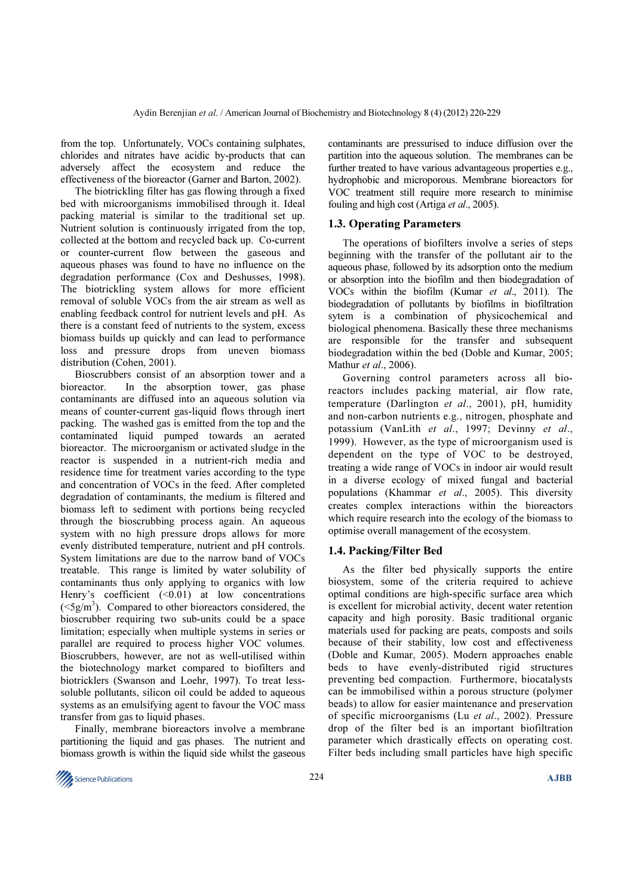from the top. Unfortunately, VOCs containing sulphates, chlorides and nitrates have acidic by-products that can adversely affect the ecosystem and reduce the effectiveness of the bioreactor (Garner and Barton, 2002).

The biotrickling filter has gas flowing through a fixed bed with microorganisms immobilised through it. Ideal packing material is similar to the traditional set up. Nutrient solution is continuously irrigated from the top, collected at the bottom and recycled back up. Co-current or counter-current flow between the gaseous and aqueous phases was found to have no influence on the degradation performance (Cox and Deshusses, 1998). The biotrickling system allows for more efficient removal of soluble VOCs from the air stream as well as enabling feedback control for nutrient levels and pH. As there is a constant feed of nutrients to the system, excess biomass builds up quickly and can lead to performance loss and pressure drops from uneven biomass distribution (Cohen, 2001).

Bioscrubbers consist of an absorption tower and a bioreactor. In the absorption tower, gas phase contaminants are diffused into an aqueous solution via means of counter-current gas-liquid flows through inert packing. The washed gas is emitted from the top and the contaminated liquid pumped towards an aerated bioreactor. The microorganism or activated sludge in the reactor is suspended in a nutrient-rich media and residence time for treatment varies according to the type and concentration of VOCs in the feed. After completed degradation of contaminants, the medium is filtered and biomass left to sediment with portions being recycled through the bioscrubbing process again. An aqueous system with no high pressure drops allows for more evenly distributed temperature, nutrient and pH controls. System limitations are due to the narrow band of VOCs treatable. This range is limited by water solubility of contaminants thus only applying to organics with low Henry's coefficient (<0.01) at low concentrations ($<5g/m^3$). Compared to other bioreactors considered, the bioscrubber requiring two sub-units could be a space limitation; especially when multiple systems in series or parallel are required to process higher VOC volumes. Bioscrubbers, however, are not as well-utilised within the biotechnology market compared to biofilters and biotricklers (Swanson and Loehr, 1997). To treat less-soluble pollutants, silicon oil could be added to aqueous systems as an emulsifying agent to favour the VOC mass transfer from gas to liquid phases.

Finally, membrane bioreactors involve a membrane partitioning the liquid and gas phases. The nutrient and biomass growth is within the liquid side whilst the gaseous contaminants are pressurised to induce diffusion over the partition into the aqueous solution. The membranes can be further treated to have various advantageous properties e.g., hydrophobic and microporous. Membrane bioreactors for VOC treatment still require more research to minimise fouling and high cost (Artiga *et al*., 2005).

### 1.3. Operating Parameters

The operations of biofilters involve a series of steps beginning with the transfer of the pollutant air to the aqueous phase, followed by its adsorption onto the medium or absorption into the biofilm and then biodegradation of VOCs within the biofilm (Kumar *et al*., 2011). The biodegradation of pollutants by biofilms in biofiltration sytem is a combination of physicochemical and biological phenomena. Basically these three mechanisms are responsible for the transfer and subsequent biodegradation within the bed (Doble and Kumar, 2005; Mathur *et al*., 2006).

Governing control parameters across all bio-reactors includes packing material, air flow rate, temperature (Darlington *et al*., 2001), pH, humidity and non-carbon nutrients e.g., nitrogen, phosphate and potassium (VanLith *et al*., 1997; Devinny *et al*., 1999). However, as the type of microorganism used is dependent on the type of VOC to be destroyed, treating a wide range of VOCs in indoor air would result in a diverse ecology of mixed fungal and bacterial populations (Khammar *et al*., 2005). This diversity creates complex interactions within the bioreactors which require research into the ecology of the biomass to optimise overall management of the ecosystem.

### 1.4. Packing/Filter Bed

As the filter bed physically supports the entire biosystem, some of the criteria required to achieve optimal conditions are high-specific surface area which is excellent for microbial activity, decent water retention capacity and high porosity. Basic traditional organic materials used for packing are peats, composts and soils because of their stability, low cost and effectiveness (Doble and Kumar, 2005). Modern approaches enable beds to have evenly-distributed rigid structures preventing bed compaction. Furthermore, biocatalysts can be immobilised within a porous structure (polymer beads) to allow for easier maintenance and preservation of specific microorganisms (Lu *et al*., 2002). Pressure drop of the filter bed is an important biofiltration parameter which drastically effects on operating cost. Filter beds including small particles have high specific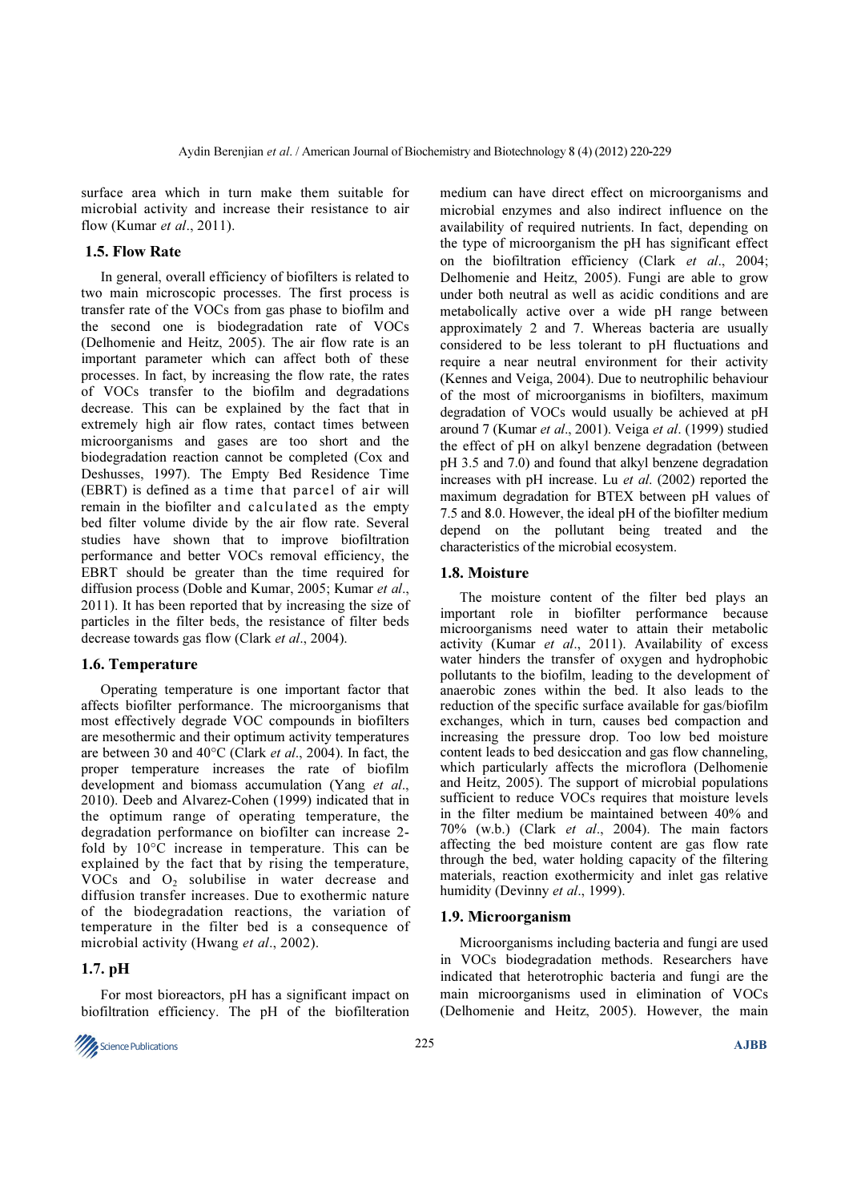surface area which in turn make them suitable for microbial activity and increase their resistance to air flow (Kumar *et al*., 2011).

### 1.5. Flow Rate

In general, overall efficiency of biofilters is related to two main microscopic processes. The first process is transfer rate of the VOCs from gas phase to biofilm and the second one is biodegradation rate of VOCs (Delhomenie and Heitz, 2005). The air flow rate is an important parameter which can affect both of these processes. In fact, by increasing the flow rate, the rates of VOCs transfer to the biofilm and degradations decrease. This can be explained by the fact that in extremely high air flow rates, contact times between microorganisms and gases are too short and the biodegradation reaction cannot be completed (Cox and Deshusses, 1997). The Empty Bed Residence Time (EBRT) is defined as a time that parcel of air will remain in the biofilter and calculated as the empty bed filter volume divide by the air flow rate. Several studies have shown that to improve biofiltration performance and better VOCs removal efficiency, the EBRT should be greater than the time required for diffusion process (Doble and Kumar, 2005; Kumar *et al*., 2011). It has been reported that by increasing the size of particles in the filter beds, the resistance of filter beds decrease towards gas flow (Clark *et al*., 2004).

### 1.6. Temperature

Operating temperature is one important factor that affects biofilter performance. The microorganisms that most effectively degrade VOC compounds in biofilters are mesothermic and their optimum activity temperatures are between 30 and 40°C (Clark *et al*., 2004). In fact, the proper temperature increases the rate of biofilm development and biomass accumulation (Yang *et al*., 2010). Deeb and Alvarez-Cohen (1999) indicated that in the optimum range of operating temperature, the degradation performance on biofilter can increase 2-fold by 10°C increase in temperature. This can be explained by the fact that by rising the temperature, VOCs and $O_2$ solubilise in water decrease and diffusion transfer increases. Due to exothermic nature of the biodegradation reactions, the variation of temperature in the filter bed is a consequence of microbial activity (Hwang *et al*., 2002).

### 1.7. pH

For most bioreactors, pH has a significant impact on biofiltration efficiency. The pH of the biofilteration medium can have direct effect on microorganisms and microbial enzymes and also indirect influence on the availability of required nutrients. In fact, depending on the type of microorganism the pH has significant effect on the biofiltration efficiency (Clark *et al*., 2004; Delhomenie and Heitz, 2005). Fungi are able to grow under both neutral as well as acidic conditions and are metabolically active over a wide pH range between approximately 2 and 7. Whereas bacteria are usually considered to be less tolerant to pH fluctuations and require a near neutral environment for their activity (Kennes and Veiga, 2004). Due to neutrophilic behaviour of the most of microorganisms in biofilters, maximum degradation of VOCs would usually be achieved at pH around 7 (Kumar *et al*., 2001). Veiga *et al*. (1999) studied the effect of pH on alkyl benzene degradation (between pH 3.5 and 7.0) and found that alkyl benzene degradation increases with pH increase. Lu *et al*. (2002) reported the maximum degradation for BTEX between pH values of 7.5 and 8.0. However, the ideal pH of the biofilter medium depend on the pollutant being treated and the characteristics of the microbial ecosystem.

### 1.8. Moisture

The moisture content of the filter bed plays an important role in biofilter performance because microorganisms need water to attain their metabolic activity (Kumar *et al*., 2011). Availability of excess water hinders the transfer of oxygen and hydrophobic pollutants to the biofilm, leading to the development of anaerobic zones within the bed. It also leads to the reduction of the specific surface available for gas/biofilm exchanges, which in turn, causes bed compaction and increasing the pressure drop. Too low bed moisture content leads to bed desiccation and gas flow channeling, which particularly affects the microflora (Delhomenie and Heitz, 2005). The support of microbial populations sufficient to reduce VOCs requires that moisture levels in the filter medium be maintained between 40% and 70% (w.b.) (Clark *et al*., 2004). The main factors affecting the bed moisture content are gas flow rate through the bed, water holding capacity of the filtering materials, reaction exothermicity and inlet gas relative humidity (Devinny *et al*., 1999).

### 1.9. Microorganism

Microorganisms including bacteria and fungi are used in VOCs biodegradation methods. Researchers have indicated that heterotrophic bacteria and fungi are the main microorganisms used in elimination of VOCs (Delhomenie and Heitz, 2005). However, the main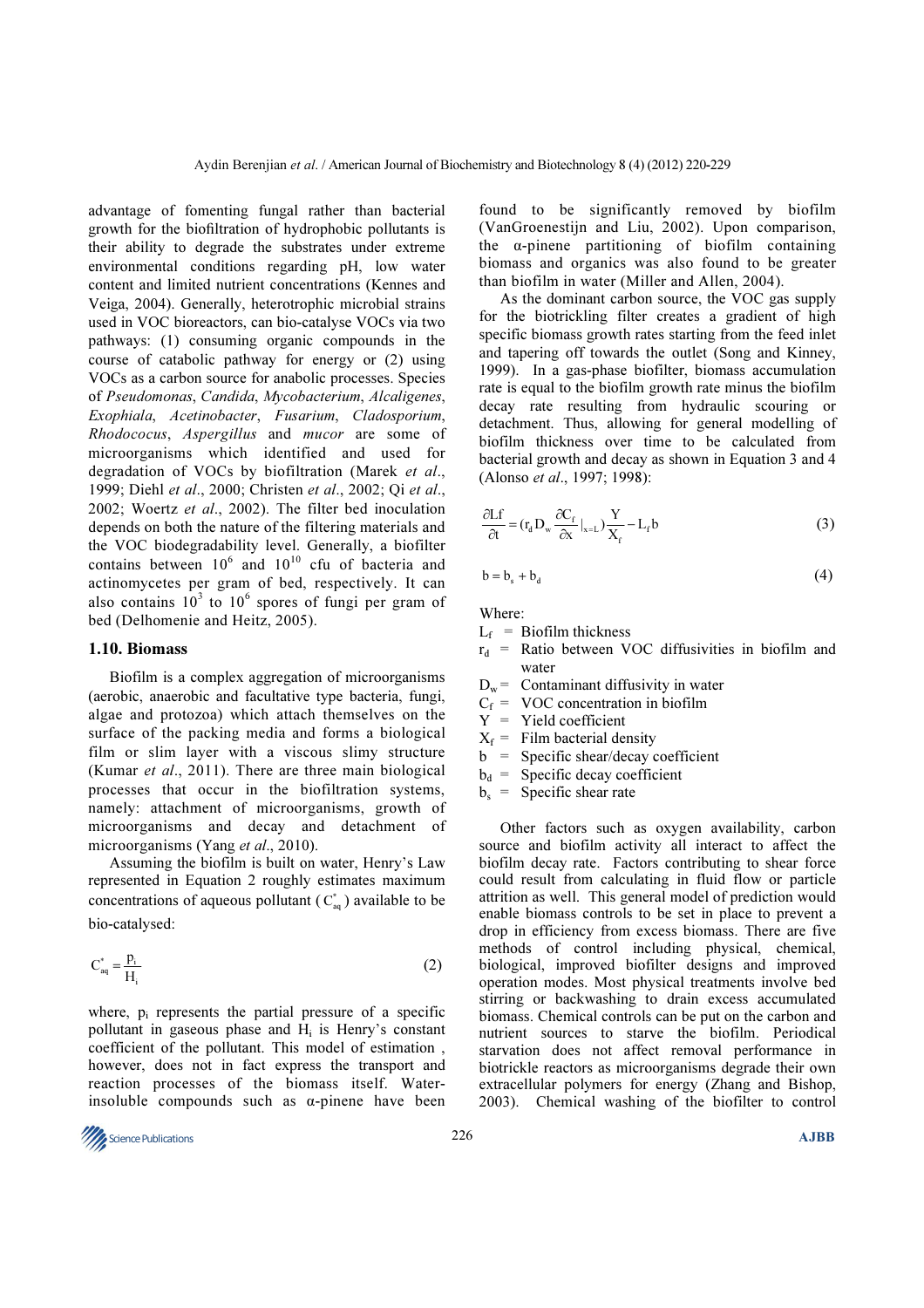advantage of fomenting fungal rather than bacterial growth for the biofiltration of hydrophobic pollutants is their ability to degrade the substrates under extreme environmental conditions regarding pH, low water content and limited nutrient concentrations (Kennes and Veiga, 2004). Generally, heterotrophic microbial strains used in VOC bioreactors, can bio-catalyse VOCs via two pathways: (1) consuming organic compounds in the course of catabolic pathway for energy or (2) using VOCs as a carbon source for anabolic processes. Species of *Pseudomonas*, *Candida*, *Mycobacterium*, *Alcaligenes*, *Exophiala*, *Acetinobacter*, *Fusarium*, *Cladosporium*, *Rhodococus*, *Aspergillus* and *mucor* are some of microorganisms which identified and used for degradation of VOCs by biofiltration (Marek *et al*., 1999; Diehl *et al*., 2000; Christen *et al*., 2002; Qi *et al*., 2002; Woertz *et al*., 2002). The filter bed inoculation depends on both the nature of the filtering materials and the VOC biodegradability level. Generally, a biofilter contains between $10^6$ and $10^{10}$ cfu of bacteria and actinomycetes per gram of bed, respectively. It can also contains $10^3$ to $10^6$ spores of fungi per gram of bed (Delhomenie and Heitz, 2005).

### 1.10. Biomass

Biofilm is a complex aggregation of microorganisms (aerobic, anaerobic and facultative type bacteria, fungi, algae and protozoa) which attach themselves on the surface of the packing media and forms a biological film or slim layer with a viscous slimy structure (Kumar *et al*., 2011). There are three main biological processes that occur in the biofiltration systems, namely: attachment of microorganisms, growth of microorganisms and decay and detachment of microorganisms (Yang *et al*., 2010).

Assuming the biofilm is built on water, Henry's Law represented in Equation 2 roughly estimates maximum concentrations of aqueous pollutant ($C_{aq}^*$) available to be bio-catalysed:

$$C_{aq}^* = \frac{p_i}{H_i} \tag{2}$$

where, $p_i$ represents the partial pressure of a specific pollutant in gaseous phase and $H_i$ is Henry's constant coefficient of the pollutant. This model of estimation , however, does not in fact express the transport and reaction processes of the biomass itself. Water-insoluble compounds such as α-pinene have been found to be significantly removed by biofilm (VanGroenestijn and Liu, 2002). Upon comparison, the α-pinene partitioning of biofilm containing biomass and organics was also found to be greater than biofilm in water (Miller and Allen, 2004).

As the dominant carbon source, the VOC gas supply for the biotrickling filter creates a gradient of high specific biomass growth rates starting from the feed inlet and tapering off towards the outlet (Song and Kinney, 1999). In a gas-phase biofilter, biomass accumulation rate is equal to the biofilm growth rate minus the biofilm decay rate resulting from hydraulic scouring or detachment. Thus, allowing for general modelling of biofilm thickness over time to be calculated from bacterial growth and decay as shown in Equation 3 and 4 (Alonso *et al*., 1997; 1998):

$$\frac{\partial Lf}{\partial t} = \left(r_d D_w \frac{\partial C_f}{\partial x}\Big|_{x=L}\right)\frac{Y}{X_f} - L_f b \tag{3}$$

$$b = b_s + b_d \tag{4}$$

Where:

- $L_f$ = Biofilm thickness
- $r_d$ = Ratio between VOC diffusivities in biofilm and water
- $D_w$ = Contaminant diffusivity in water
- $C_f$ = VOC concentration in biofilm
- $Y$ = Yield coefficient
- $X_f$ = Film bacterial density
- $b$ = Specific shear/decay coefficient
- $b_d$ = Specific decay coefficient
- $b_s$ = Specific shear rate

Other factors such as oxygen availability, carbon source and biofilm activity all interact to affect the biofilm decay rate. Factors contributing to shear force could result from calculating in fluid flow or particle attrition as well. This general model of prediction would enable biomass controls to be set in place to prevent a drop in efficiency from excess biomass. There are five methods of control including physical, chemical, biological, improved biofilter designs and improved operation modes. Most physical treatments involve bed stirring or backwashing to drain excess accumulated biomass. Chemical controls can be put on the carbon and nutrient sources to starve the biofilm. Periodical starvation does not affect removal performance in biotrickle reactors as microorganisms degrade their own extracellular polymers for energy (Zhang and Bishop, 2003). Chemical washing of the biofilter to control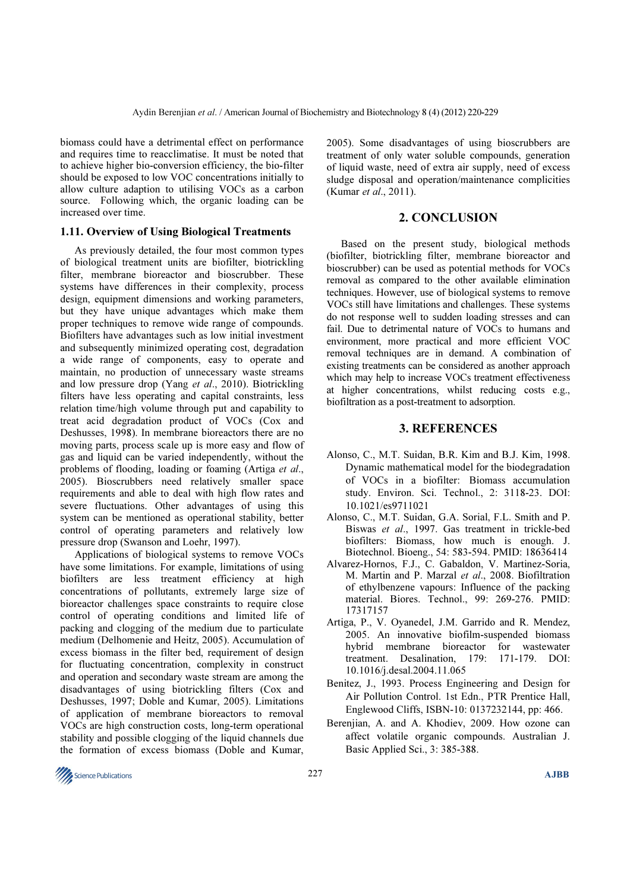biomass could have a detrimental effect on performance and requires time to reacclimatise. It must be noted that to achieve higher bio-conversion efficiency, the bio-filter should be exposed to low VOC concentrations initially to allow culture adaption to utilising VOCs as a carbon source. Following which, the organic loading can be increased over time.

### 1.11. Overview of Using Biological Treatments

As previously detailed, the four most common types of biological treatment units are biofilter, biotrickling filter, membrane bioreactor and bioscrubber. These systems have differences in their complexity, process design, equipment dimensions and working parameters, but they have unique advantages which make them proper techniques to remove wide range of compounds. Biofilters have advantages such as low initial investment and subsequently minimized operating cost, degradation a wide range of components, easy to operate and maintain, no production of unnecessary waste streams and low pressure drop (Yang *et al*., 2010). Biotrickling filters have less operating and capital constraints, less relation time/high volume through put and capability to treat acid degradation product of VOCs (Cox and Deshusses, 1998). In membrane bioreactors there are no moving parts, process scale up is more easy and flow of gas and liquid can be varied independently, without the problems of flooding, loading or foaming (Artiga *et al*., 2005). Bioscrubbers need relatively smaller space requirements and able to deal with high flow rates and severe fluctuations. Other advantages of using this system can be mentioned as operational stability, better control of operating parameters and relatively low pressure drop (Swanson and Loehr, 1997).

Applications of biological systems to remove VOCs have some limitations. For example, limitations of using biofilters are less treatment efficiency at high concentrations of pollutants, extremely large size of bioreactor challenges space constraints to require close control of operating conditions and limited life of packing and clogging of the medium due to particulate medium (Delhomenie and Heitz, 2005). Accumulation of excess biomass in the filter bed, requirement of design for fluctuating concentration, complexity in construct and operation and secondary waste stream are among the disadvantages of using biotrickling filters (Cox and Deshusses, 1997; Doble and Kumar, 2005). Limitations of application of membrane bioreactors to removal VOCs are high construction costs, long-term operational stability and possible clogging of the liquid channels due the formation of excess biomass (Doble and Kumar, 2005). Some disadvantages of using bioscrubbers are treatment of only water soluble compounds, generation of liquid waste, need of extra air supply, need of excess sludge disposal and operation/maintenance complicities (Kumar *et al*., 2011).

## 2. CONCLUSION

Based on the present study, biological methods (biofilter, biotrickling filter, membrane bioreactor and bioscrubber) can be used as potential methods for VOCs removal as compared to the other available elimination techniques. However, use of biological systems to remove VOCs still have limitations and challenges. These systems do not response well to sudden loading stresses and can fail. Due to detrimental nature of VOCs to humans and environment, more practical and more efficient VOC removal techniques are in demand. A combination of existing treatments can be considered as another approach which may help to increase VOCs treatment effectiveness at higher concentrations, whilst reducing costs e.g., biofiltration as a post-treatment to adsorption.

## 3. REFERENCES

Alonso, C., M.T. Suidan, B.R. Kim and B.J. Kim, 1998. Dynamic mathematical model for the biodegradation of VOCs in a biofilter: Biomass accumulation study. Environ. Sci. Technol., 2: 3118-23. DOI: 10.1021/es9711021

Alonso, C., M.T. Suidan, G.A. Sorial, F.L. Smith and P. Biswas *et al*., 1997. Gas treatment in trickle-bed biofilters: Biomass, how much is enough. J. Biotechnol. Bioeng., 54: 583-594. PMID: 18636414

Alvarez-Hornos, F.J., C. Gabaldon, V. Martinez-Soria, M. Martin and P. Marzal *et al*., 2008. Biofiltration of ethylbenzene vapours: Influence of the packing material. Biores. Technol., 99: 269-276. PMID: 17317157

Artiga, P., V. Oyanedel, J.M. Garrido and R. Mendez, 2005. An innovative biofilm-suspended biomass hybrid membrane bioreactor for wastewater treatment. Desalination, 179: 171-179. DOI: 10.1016/j.desal.2004.11.065

Benitez, J., 1993. Process Engineering and Design for Air Pollution Control. 1st Edn., PTR Prentice Hall, Englewood Cliffs, ISBN-10: 0137232144, pp: 466.

Berenjian, A. and A. Khodiev, 2009. How ozone can affect volatile organic compounds. Australian J. Basic Applied Sci., 3: 385-388.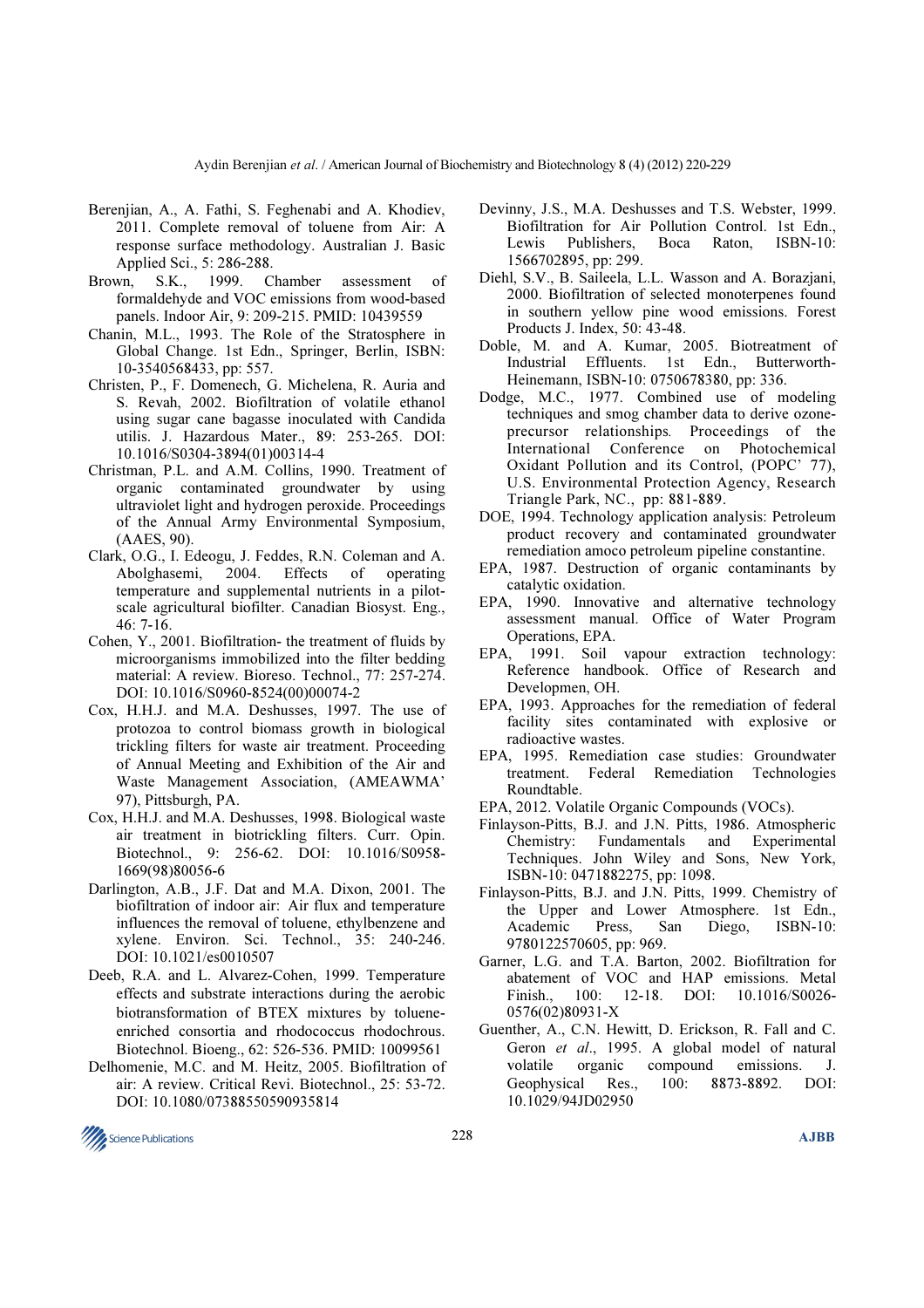Berenjian, A., A. Fathi, S. Feghenabi and A. Khodiev, 2011. Complete removal of toluene from Air: A response surface methodology. Australian J. Basic Applied Sci., 5: 286-288.

Brown, S.K., 1999. Chamber assessment of formaldehyde and VOC emissions from wood-based panels. Indoor Air, 9: 209-215. PMID: 10439559

Chanin, M.L., 1993. The Role of the Stratosphere in Global Change. 1st Edn., Springer, Berlin, ISBN: 10-3540568433, pp: 557.

Christen, P., F. Domenech, G. Michelena, R. Auria and S. Revah, 2002. Biofiltration of volatile ethanol using sugar cane bagasse inoculated with Candida utilis. J. Hazardous Mater., 89: 253-265. DOI: 10.1016/S0304-3894(01)00314-4

Christman, P.L. and A.M. Collins, 1990. Treatment of organic contaminated groundwater by using ultraviolet light and hydrogen peroxide. Proceedings of the Annual Army Environmental Symposium, (AAES, 90).

Clark, O.G., I. Edeogu, J. Feddes, R.N. Coleman and A. Abolghasemi, 2004. Effects of operating temperature and supplemental nutrients in a pilot-scale agricultural biofilter. Canadian Biosyst. Eng., 46: 7-16.

Cohen, Y., 2001. Biofiltration- the treatment of fluids by microorganisms immobilized into the filter bedding material: A review. Bioreso. Technol., 77: 257-274. DOI: 10.1016/S0960-8524(00)00074-2

Cox, H.H.J. and M.A. Deshusses, 1997. The use of protozoa to control biomass growth in biological trickling filters for waste air treatment. Proceeding of Annual Meeting and Exhibition of the Air and Waste Management Association, (AMEAWMA' 97), Pittsburgh, PA.

Cox, H.H.J. and M.A. Deshusses, 1998. Biological waste air treatment in biotrickling filters. Curr. Opin. Biotechnol., 9: 256-62. DOI: 10.1016/S0958-1669(98)80056-6

Darlington, A.B., J.F. Dat and M.A. Dixon, 2001. The biofiltration of indoor air: Air flux and temperature influences the removal of toluene, ethylbenzene and xylene. Environ. Sci. Technol., 35: 240-246. DOI: 10.1021/es0010507

Deeb, R.A. and L. Alvarez-Cohen, 1999. Temperature effects and substrate interactions during the aerobic biotransformation of BTEX mixtures by toluene-enriched consortia and rhodococcus rhodochrous. Biotechnol. Bioeng., 62: 526-536. PMID: 10099561

Delhomenie, M.C. and M. Heitz, 2005. Biofiltration of air: A review. Critical Revi. Biotechnol., 25: 53-72. DOI: 10.1080/07388550590935814

Devinny, J.S., M.A. Deshusses and T.S. Webster, 1999. Biofiltration for Air Pollution Control. 1st Edn., Lewis Publishers, Boca Raton, ISBN-10: 1566702895, pp: 299.

Diehl, S.V., B. Saileela, L.L. Wasson and A. Borazjani, 2000. Biofiltration of selected monoterpenes found in southern yellow pine wood emissions. Forest Products J. Index, 50: 43-48.

Doble, M. and A. Kumar, 2005. Biotreatment of Industrial Effluents. 1st Edn., Butterworth-Heinemann, ISBN-10: 0750678380, pp: 336.

Dodge, M.C., 1977. Combined use of modeling techniques and smog chamber data to derive ozone-precursor relationships. Proceedings of the International Conference on Photochemical Oxidant Pollution and its Control, (POPC' 77), U.S. Environmental Protection Agency, Research Triangle Park, NC., pp: 881-889.

DOE, 1994. Technology application analysis: Petroleum product recovery and contaminated groundwater remediation amoco petroleum pipeline constantine.

EPA, 1987. Destruction of organic contaminants by catalytic oxidation.

EPA, 1990. Innovative and alternative technology assessment manual. Office of Water Program Operations, EPA.

EPA, 1991. Soil vapour extraction technology: Reference handbook. Office of Research and Developmen, OH.

EPA, 1993. Approaches for the remediation of federal facility sites contaminated with explosive or radioactive wastes.

EPA, 1995. Remediation case studies: Groundwater treatment. Federal Remediation Technologies Roundtable.

EPA, 2012. Volatile Organic Compounds (VOCs).

Finlayson-Pitts, B.J. and J.N. Pitts, 1986. Atmospheric Chemistry: Fundamentals and Experimental Techniques. John Wiley and Sons, New York, ISBN-10: 0471882275, pp: 1098.

Finlayson-Pitts, B.J. and J.N. Pitts, 1999. Chemistry of the Upper and Lower Atmosphere. 1st Edn., Academic Press, San Diego, ISBN-10: 9780122570605, pp: 969.

Garner, L.G. and T.A. Barton, 2002. Biofiltration for abatement of VOC and HAP emissions. Metal Finish., 100: 12-18. DOI: 10.1016/S0026-0576(02)80931-X

Guenther, A., C.N. Hewitt, D. Erickson, R. Fall and C. Geron *et al*., 1995. A global model of natural volatile organic compound emissions. J. Geophysical Res., 100: 8873-8892. DOI: 10.1029/94JD02950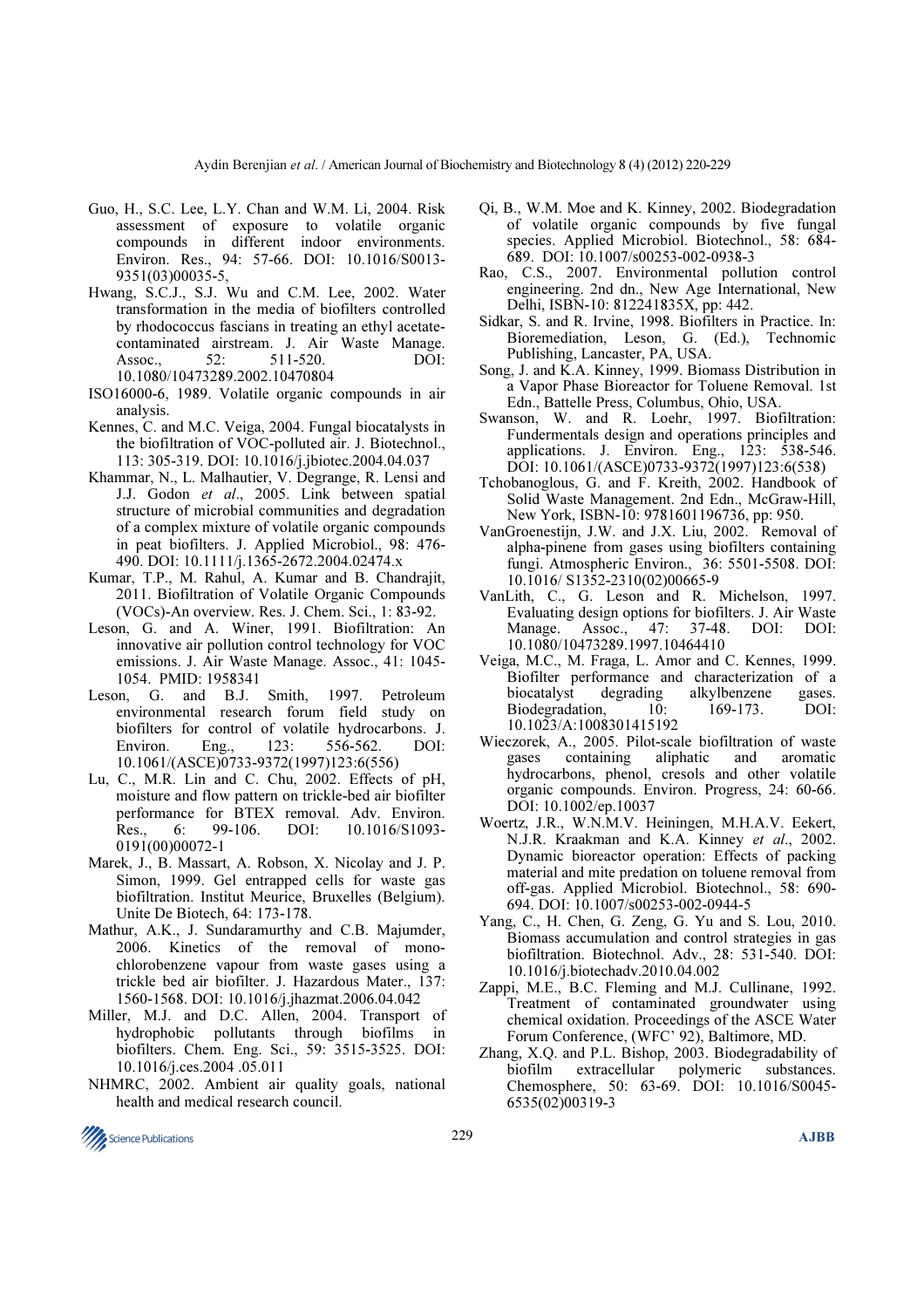Guo, H., S.C. Lee, L.Y. Chan and W.M. Li, 2004. Risk assessment of exposure to volatile organic compounds in different indoor environments. Environ. Res., 94: 57-66. DOI: 10.1016/S0013-9351(03)00035-5,

Hwang, S.C.J., S.J. Wu and C.M. Lee, 2002. Water transformation in the media of biofilters controlled by rhodococcus fascians in treating an ethyl acetate-contaminated airstream. J. Air Waste Manage. Assoc., 52: 511-520. DOI: 10.1080/10473289.2002.10470804

ISO16000-6, 1989. Volatile organic compounds in air analysis.

Kennes, C. and M.C. Veiga, 2004. Fungal biocatalysts in the biofiltration of VOC-polluted air. J. Biotechnol., 113: 305-319. DOI: 10.1016/j.jbiotec.2004.04.037

Khammar, N., L. Malhautier, V. Degrange, R. Lensi and J.J. Godon *et al*., 2005. Link between spatial structure of microbial communities and degradation of a complex mixture of volatile organic compounds in peat biofilters. J. Applied Microbiol., 98: 476-490. DOI: 10.1111/j.1365-2672.2004.02474.x

Kumar, T.P., M. Rahul, A. Kumar and B. Chandrajit, 2011. Biofiltration of Volatile Organic Compounds (VOCs)-An overview. Res. J. Chem. Sci., 1: 83-92.

Leson, G. and A. Winer, 1991. Biofiltration: An innovative air pollution control technology for VOC emissions. J. Air Waste Manage. Assoc., 41: 1045-1054. PMID: 1958341

Leson, G. and B.J. Smith, 1997. Petroleum environmental research forum field study on biofilters for control of volatile hydrocarbons. J. Environ. Eng., 123: 556-562. DOI: 10.1061/(ASCE)0733-9372(1997)123:6(556)

Lu, C., M.R. Lin and C. Chu, 2002. Effects of pH, moisture and flow pattern on trickle-bed air biofilter performance for BTEX removal. Adv. Environ. Res., 6: 99-106. DOI: 10.1016/S1093-0191(00)00072-1

Marek, J., B. Massart, A. Robson, X. Nicolay and J. P. Simon, 1999. Gel entrapped cells for waste gas biofiltration. Institut Meurice, Bruxelles (Belgium). Unite De Biotech, 64: 173-178.

Mathur, A.K., J. Sundaramurthy and C.B. Majumder, 2006. Kinetics of the removal of mono-chlorobenzene vapour from waste gases using a trickle bed air biofilter. J. Hazardous Mater., 137: 1560-1568. DOI: 10.1016/j.jhazmat.2006.04.042

Miller, M.J. and D.C. Allen, 2004. Transport of hydrophobic pollutants through biofilms in biofilters. Chem. Eng. Sci., 59: 3515-3525. DOI: 10.1016/j.ces.2004 .05.011

NHMRC, 2002. Ambient air quality goals, national health and medical research council.

Qi, B., W.M. Moe and K. Kinney, 2002. Biodegradation of volatile organic compounds by five fungal species. Applied Microbiol. Biotechnol., 58: 684-689. DOI: 10.1007/s00253-002-0938-3

Rao, C.S., 2007. Environmental pollution control engineering. 2nd dn., New Age International, New Delhi, ISBN-10: 812241835X, pp: 442.

Sidkar, S. and R. Irvine, 1998. Biofilters in Practice. In: Bioremediation, Leson, G. (Ed.), Technomic Publishing, Lancaster, PA, USA.

Song, J. and K.A. Kinney, 1999. Biomass Distribution in a Vapor Phase Bioreactor for Toluene Removal. 1st Edn., Battelle Press, Columbus, Ohio, USA.

Swanson, W. and R. Loehr, 1997. Biofiltration: Fundermentals design and operations principles and applications. J. Environ. Eng., 123: 538-546. DOI: 10.1061/(ASCE)0733-9372(1997)123:6(538)

Tchobanoglous, G. and F. Kreith, 2002. Handbook of Solid Waste Management. 2nd Edn., McGraw-Hill, New York, ISBN-10: 9781601196736, pp: 950.

VanGroenestijn, J.W. and J.X. Liu, 2002. Removal of alpha-pinene from gases using biofilters containing fungi. Atmospheric Environ., 36: 5501-5508. DOI: 10.1016/ S1352-2310(02)00665-9

VanLith, C., G. Leson and R. Michelson, 1997. Evaluating design options for biofilters. J. Air Waste Manage. Assoc., 47: 37-48. DOI: DOI: 10.1080/10473289.1997.10464410

Veiga, M.C., M. Fraga, L. Amor and C. Kennes, 1999. Biofilter performance and characterization of a biocatalyst degrading alkylbenzene gases. Biodegradation, 10: 169-173. DOI: 10.1023/A:1008301415192

Wieczorek, A., 2005. Pilot-scale biofiltration of waste gases containing aliphatic and aromatic hydrocarbons, phenol, cresols and other volatile organic compounds. Environ. Progress, 24: 60-66. DOI: 10.1002/ep.10037

Woertz, J.R., W.N.M.V. Heiningen, M.H.A.V. Eekert, N.J.R. Kraakman and K.A. Kinney *et al*., 2002. Dynamic bioreactor operation: Effects of packing material and mite predation on toluene removal from off-gas. Applied Microbiol. Biotechnol., 58: 690-694. DOI: 10.1007/s00253-002-0944-5

Yang, C., H. Chen, G. Zeng, G. Yu and S. Lou, 2010. Biomass accumulation and control strategies in gas biofiltration. Biotechnol. Adv., 28: 531-540. DOI: 10.1016/j.biotechadv.2010.04.002

Zappi, M.E., B.C. Fleming and M.J. Cullinane, 1992. Treatment of contaminated groundwater using chemical oxidation. Proceedings of the ASCE Water Forum Conference, (WFC' 92), Baltimore, MD.

Zhang, X.Q. and P.L. Bishop, 2003. Biodegradability of biofilm extracellular polymeric substances. Chemosphere, 50: 63-69. DOI: 10.1016/S0045-6535(02)00319-3